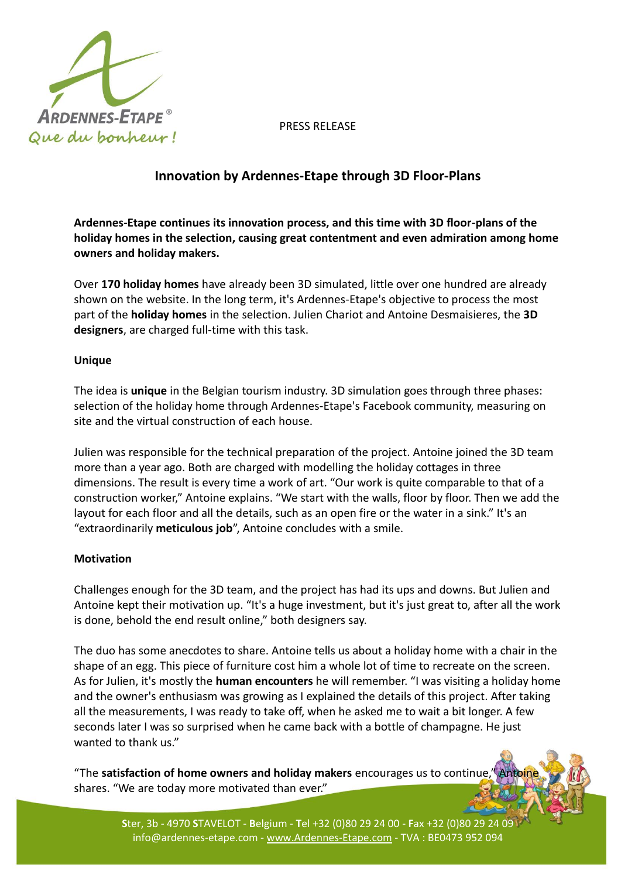ARDENNES-ETAPE®
Que du bonheur !

PRESS RELEASE

# Innovation by Ardennes-Etape through 3D Floor-Plans

**Ardennes-Etape continues its innovation process, and this time with 3D floor-plans of the holiday homes in the selection, causing great contentment and even admiration among home owners and holiday makers.**

Over **170 holiday homes** have already been 3D simulated, little over one hundred are already shown on the website. In the long term, it's Ardennes-Etape's objective to process the most part of the **holiday homes** in the selection. Julien Chariot and Antoine Desmaisieres, the **3D designers**, are charged full-time with this task.

## Unique

The idea is **unique** in the Belgian tourism industry. 3D simulation goes through three phases: selection of the holiday home through Ardennes-Etape's Facebook community, measuring on site and the virtual construction of each house.

Julien was responsible for the technical preparation of the project. Antoine joined the 3D team more than a year ago. Both are charged with modelling the holiday cottages in three dimensions. The result is every time a work of art. "Our work is quite comparable to that of a construction worker," Antoine explains. "We start with the walls, floor by floor. Then we add the layout for each floor and all the details, such as an open fire or the water in a sink." It's an "extraordinarily **meticulous job**", Antoine concludes with a smile.

## Motivation

Challenges enough for the 3D team, and the project has had its ups and downs. But Julien and Antoine kept their motivation up. "It's a huge investment, but it's just great to, after all the work is done, behold the end result online," both designers say.

The duo has some anecdotes to share. Antoine tells us about a holiday home with a chair in the shape of an egg. This piece of furniture cost him a whole lot of time to recreate on the screen. As for Julien, it's mostly the **human encounters** he will remember. "I was visiting a holiday home and the owner's enthusiasm was growing as I explained the details of this project. After taking all the measurements, I was ready to take off, when he asked me to wait a bit longer. A few seconds later I was so surprised when he came back with a bottle of champagne. He just wanted to thank us."

"The **satisfaction of home owners and holiday makers** encourages us to continue," Antoine shares. "We are today more motivated than ever."

**S**ter, 3b - 4970 **S**TAVELOT - **B**elgium - **T**el +32 (0)80 29 24 00 - **F**ax +32 (0)80 29 24 09
info@ardennes-etape.com - www.Ardennes-Etape.com - TVA : BE0473 952 094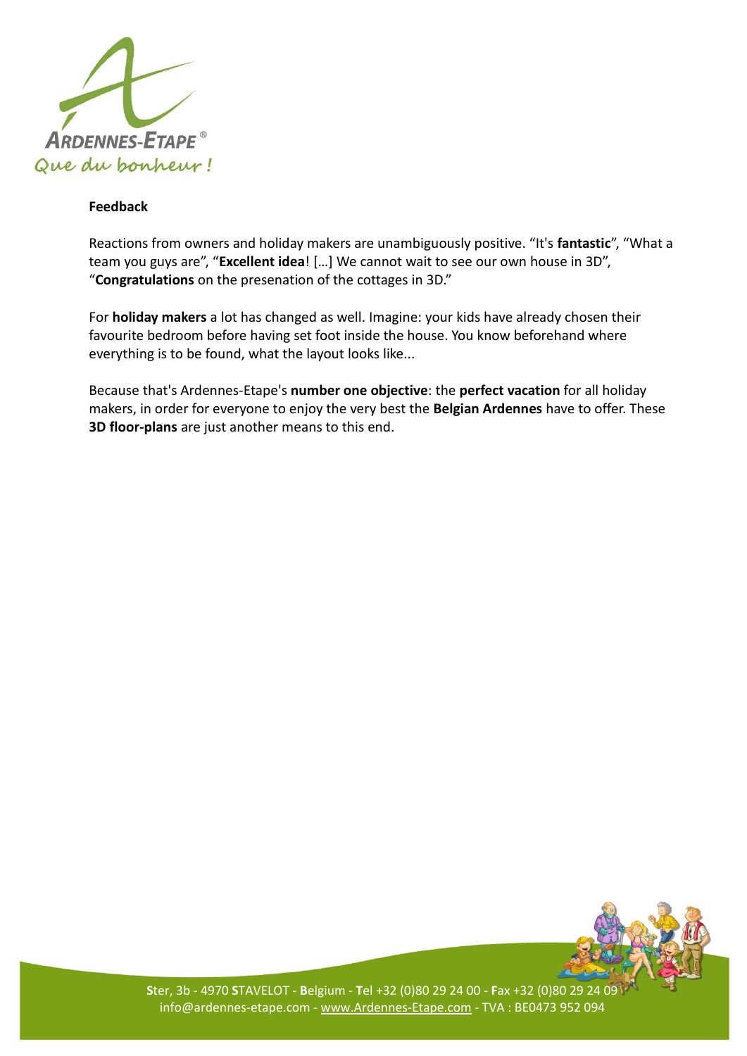**Feedback**

Reactions from owners and holiday makers are unambiguously positive. "It's **fantastic**", "What a team you guys are", "**Excellent idea**! […] We cannot wait to see our own house in 3D", "**Congratulations** on the presenation of the cottages in 3D."

For **holiday makers** a lot has changed as well. Imagine: your kids have already chosen their favourite bedroom before having set foot inside the house. You know beforehand where everything is to be found, what the layout looks like...

Because that's Ardennes-Etape's **number one objective**: the **perfect vacation** for all holiday makers, in order for everyone to enjoy the very best the **Belgian Ardennes** have to offer. These **3D floor-plans** are just another means to this end.